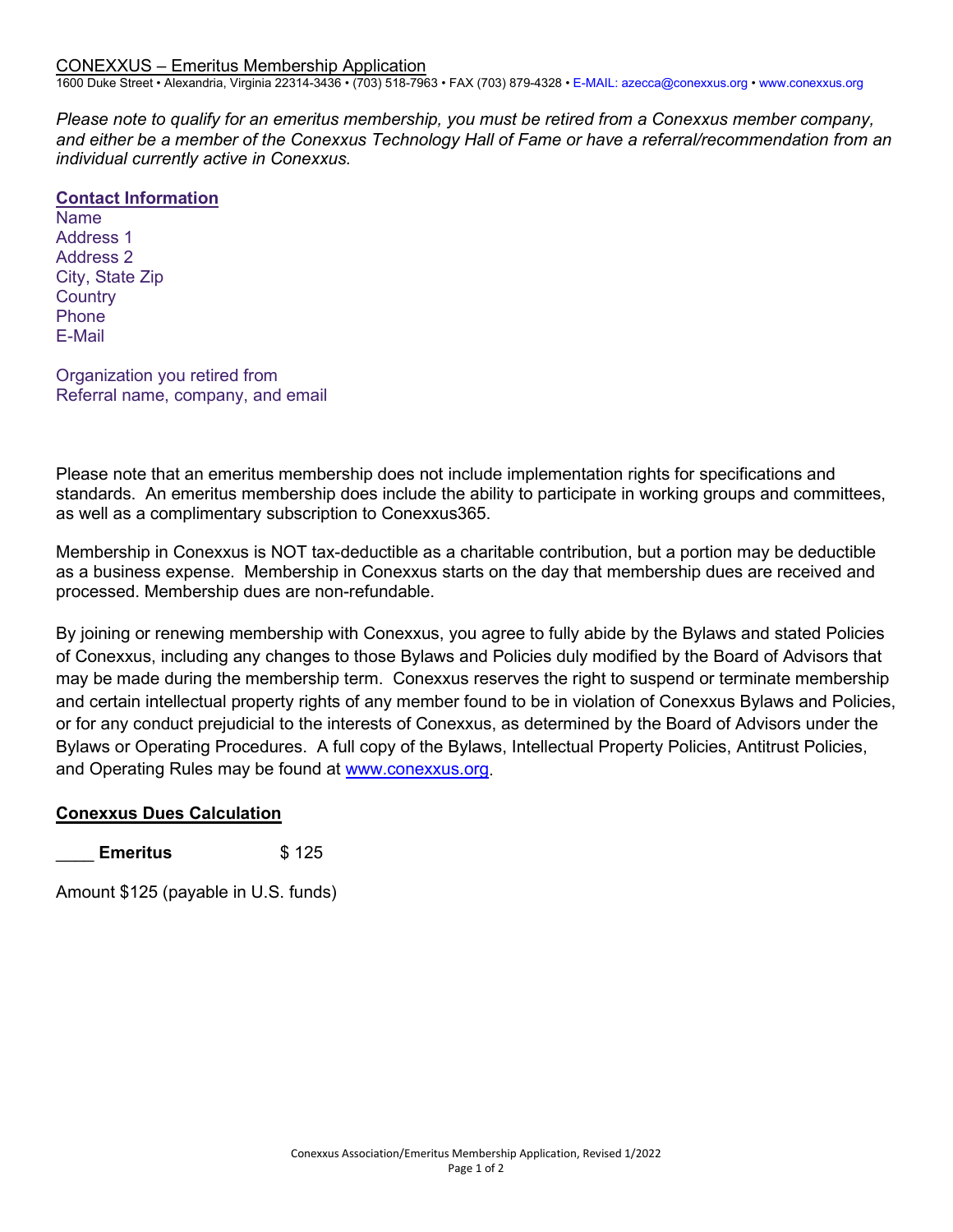CONEXXUS – Emeritus Membership Application

1600 Duke Street • Alexandria, Virginia 22314-3436 • (703) 518-7963 • FAX (703) 879-4328 • E-MAIL: azecca@conexxus.org • www.conexxus.org

*Please note to qualify for an emeritus membership, you must be retired from a Conexxus member company, and either be a member of the Conexxus Technology Hall of Fame or have a referral/recommendation from an individual currently active in Conexxus.*

**Contact Information**

Name
Address 1
Address 2
City, State Zip
Country
Phone
E-Mail

Organization you retired from
Referral name, company, and email

Please note that an emeritus membership does not include implementation rights for specifications and standards. An emeritus membership does include the ability to participate in working groups and committees, as well as a complimentary subscription to Conexxus365.

Membership in Conexxus is NOT tax-deductible as a charitable contribution, but a portion may be deductible as a business expense. Membership in Conexxus starts on the day that membership dues are received and processed. Membership dues are non-refundable.

By joining or renewing membership with Conexxus, you agree to fully abide by the Bylaws and stated Policies of Conexxus, including any changes to those Bylaws and Policies duly modified by the Board of Advisors that may be made during the membership term. Conexxus reserves the right to suspend or terminate membership and certain intellectual property rights of any member found to be in violation of Conexxus Bylaws and Policies, or for any conduct prejudicial to the interests of Conexxus, as determined by the Board of Advisors under the Bylaws or Operating Procedures. A full copy of the Bylaws, Intellectual Property Policies, Antitrust Policies, and Operating Rules may be found at www.conexxus.org.

**Conexxus Dues Calculation**

____ **Emeritus** $ 125

Amount $125 (payable in U.S. funds)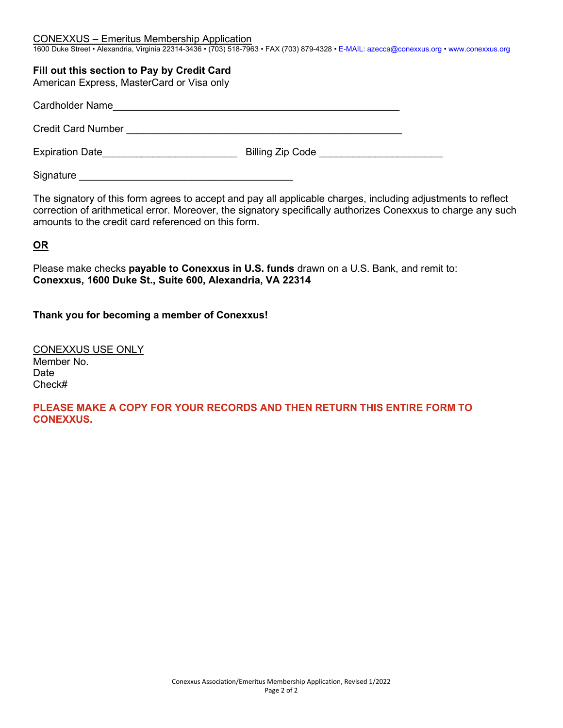CONEXXUS – Emeritus Membership Application

1600 Duke Street • Alexandria, Virginia 22314-3436 • (703) 518-7963 • FAX (703) 879-4328 • E-MAIL: azecca@conexxus.org • www.conexxus.org

**Fill out this section to Pay by Credit Card**

American Express, MasterCard or Visa only

Cardholder Name_______________________________________________

Credit Card Number ____________________________________________

Expiration Date_______________________ Billing Zip Code _____________________

Signature ____________________________________

The signatory of this form agrees to accept and pay all applicable charges, including adjustments to reflect correction of arithmetical error. Moreover, the signatory specifically authorizes Conexxus to charge any such amounts to the credit card referenced on this form.

**OR**

Please make checks **payable to Conexxus in U.S. funds** drawn on a U.S. Bank, and remit to:
**Conexxus, 1600 Duke St., Suite 600, Alexandria, VA 22314**

**Thank you for becoming a member of Conexxus!**

CONEXXUS USE ONLY

Member No.

Date

Check#

**PLEASE MAKE A COPY FOR YOUR RECORDS AND THEN RETURN THIS ENTIRE FORM TO CONEXXUS.**

Conexxus Association/Emeritus Membership Application, Revised 1/2022